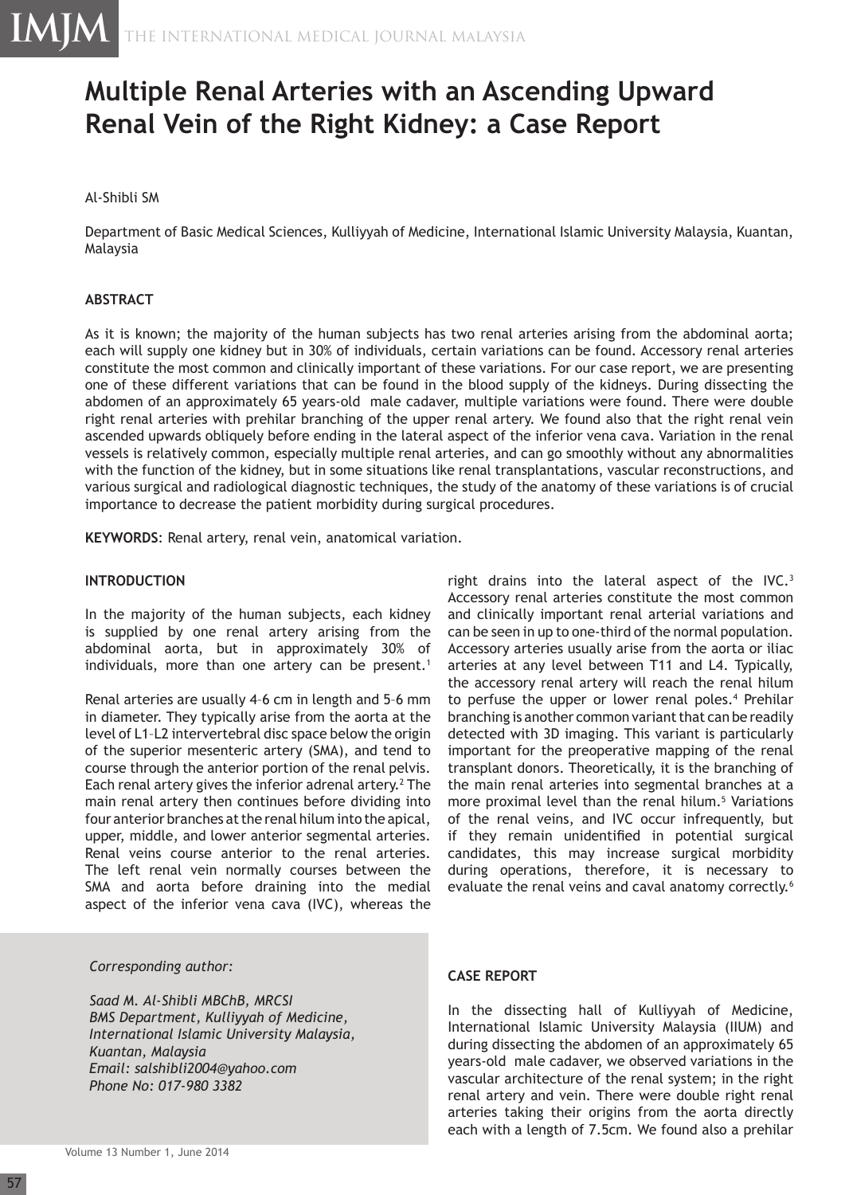# Multiple Renal Arteries with an Ascending Upward Renal Vein of the Right Kidney: a Case Report

Al-Shibli SM

Department of Basic Medical Sciences, Kulliyyah of Medicine, International Islamic University Malaysia, Kuantan, Malaysia

## ABSTRACT

As it is known; the majority of the human subjects has two renal arteries arising from the abdominal aorta; each will supply one kidney but in 30% of individuals, certain variations can be found. Accessory renal arteries constitute the most common and clinically important of these variations. For our case report, we are presenting one of these different variations that can be found in the blood supply of the kidneys. During dissecting the abdomen of an approximately 65 years-old male cadaver, multiple variations were found. There were double right renal arteries with prehilar branching of the upper renal artery. We found also that the right renal vein ascended upwards obliquely before ending in the lateral aspect of the inferior vena cava. Variation in the renal vessels is relatively common, especially multiple renal arteries, and can go smoothly without any abnormalities with the function of the kidney, but in some situations like renal transplantations, vascular reconstructions, and various surgical and radiological diagnostic techniques, the study of the anatomy of these variations is of crucial importance to decrease the patient morbidity during surgical procedures.

**KEYWORDS**: Renal artery, renal vein, anatomical variation.

## INTRODUCTION

In the majority of the human subjects, each kidney is supplied by one renal artery arising from the abdominal aorta, but in approximately 30% of individuals, more than one artery can be present.[1]

Renal arteries are usually 4–6 cm in length and 5–6 mm in diameter. They typically arise from the aorta at the level of L1–L2 intervertebral disc space below the origin of the superior mesenteric artery (SMA), and tend to course through the anterior portion of the renal pelvis. Each renal artery gives the inferior adrenal artery.[2] The main renal artery then continues before dividing into four anterior branches at the renal hilum into the apical, upper, middle, and lower anterior segmental arteries. Renal veins course anterior to the renal arteries. The left renal vein normally courses between the SMA and aorta before draining into the medial aspect of the inferior vena cava (IVC), whereas the right drains into the lateral aspect of the IVC.[3] Accessory renal arteries constitute the most common and clinically important renal arterial variations and can be seen in up to one-third of the normal population. Accessory arteries usually arise from the aorta or iliac arteries at any level between T11 and L4. Typically, the accessory renal artery will reach the renal hilum to perfuse the upper or lower renal poles.[4] Prehilar branching is another common variant that can be readily detected with 3D imaging. This variant is particularly important for the preoperative mapping of the renal transplant donors. Theoretically, it is the branching of the main renal arteries into segmental branches at a more proximal level than the renal hilum.[5] Variations of the renal veins, and IVC occur infrequently, but if they remain unidentified in potential surgical candidates, this may increase surgical morbidity during operations, therefore, it is necessary to evaluate the renal veins and caval anatomy correctly.[6]

*Corresponding author:*

*Saad M. Al-Shibli MBChB, MRCSI*
*BMS Department, Kulliyyah of Medicine,*
*International Islamic University Malaysia,*
*Kuantan, Malaysia*
*Email: salshibli2004@yahoo.com*
*Phone No: 017-980 3382*

## CASE REPORT

In the dissecting hall of Kulliyyah of Medicine, International Islamic University Malaysia (IIUM) and during dissecting the abdomen of an approximately 65 years-old male cadaver, we observed variations in the vascular architecture of the renal system; in the right renal artery and vein. There were double right renal arteries taking their origins from the aorta directly each with a length of 7.5cm. We found also a prehilar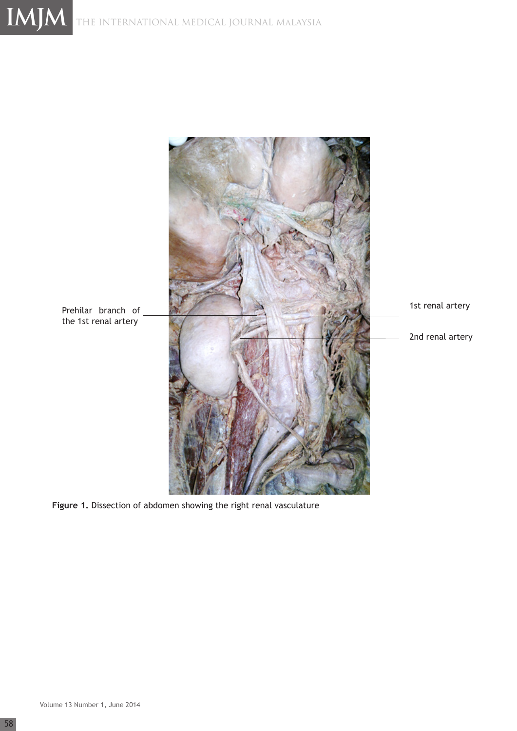Prehilar branch of the 1st renal artery

1st renal artery

2nd renal artery

**Figure 1.** Dissection of abdomen showing the right renal vasculature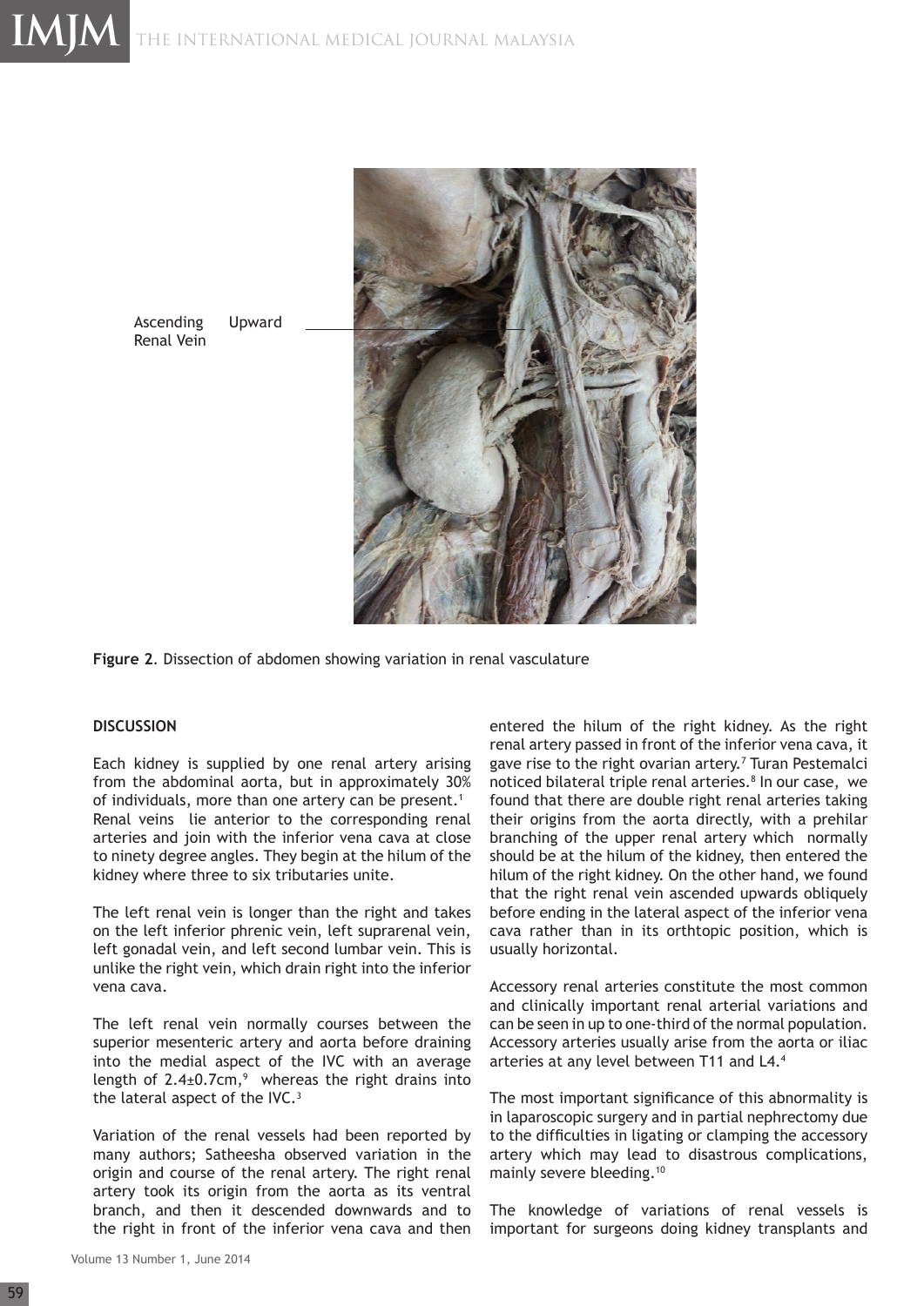Ascending Upward Renal Vein

**Figure 2**. Dissection of abdomen showing variation in renal vasculature

**DISCUSSION**

Each kidney is supplied by one renal artery arising from the abdominal aorta, but in approximately 30% of individuals, more than one artery can be present.[1] Renal veins lie anterior to the corresponding renal arteries and join with the inferior vena cava at close to ninety degree angles. They begin at the hilum of the kidney where three to six tributaries unite.

The left renal vein is longer than the right and takes on the left inferior phrenic vein, left suprarenal vein, left gonadal vein, and left second lumbar vein. This is unlike the right vein, which drain right into the inferior vena cava.

The left renal vein normally courses between the superior mesenteric artery and aorta before draining into the medial aspect of the IVC with an average length of 2.4±0.7cm,[9] whereas the right drains into the lateral aspect of the IVC.[3]

Variation of the renal vessels had been reported by many authors; Satheesha observed variation in the origin and course of the renal artery. The right renal artery took its origin from the aorta as its ventral branch, and then it descended downwards and to the right in front of the inferior vena cava and then entered the hilum of the right kidney. As the right renal artery passed in front of the inferior vena cava, it gave rise to the right ovarian artery.[7] Turan Pestemalci noticed bilateral triple renal arteries.[8] In our case, we found that there are double right renal arteries taking their origins from the aorta directly, with a prehilar branching of the upper renal artery which normally should be at the hilum of the kidney, then entered the hilum of the right kidney. On the other hand, we found that the right renal vein ascended upwards obliquely before ending in the lateral aspect of the inferior vena cava rather than in its orthtopic position, which is usually horizontal.

Accessory renal arteries constitute the most common and clinically important renal arterial variations and can be seen in up to one-third of the normal population. Accessory arteries usually arise from the aorta or iliac arteries at any level between T11 and L4.[4]

The most important significance of this abnormality is in laparoscopic surgery and in partial nephrectomy due to the difficulties in ligating or clamping the accessory artery which may lead to disastrous complications, mainly severe bleeding.[10]

The knowledge of variations of renal vessels is important for surgeons doing kidney transplants and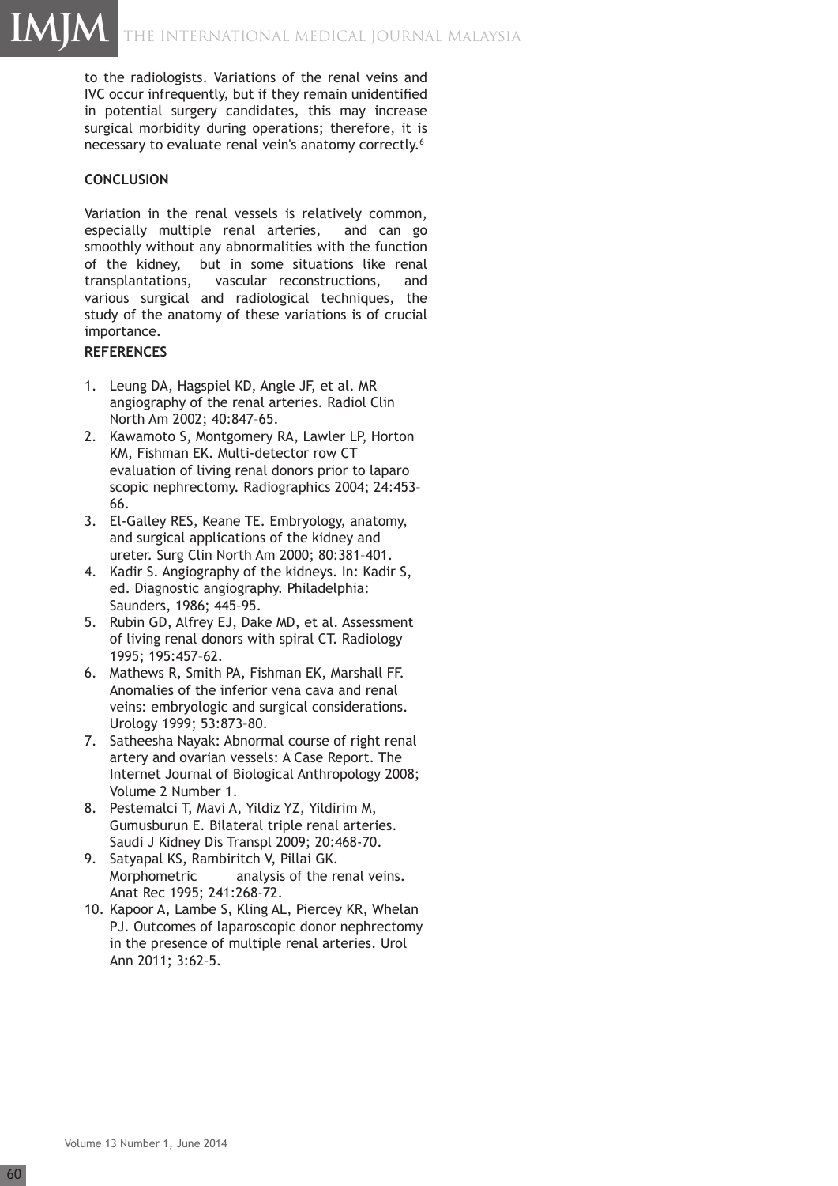to the radiologists. Variations of the renal veins and IVC occur infrequently, but if they remain unidentified in potential surgery candidates, this may increase surgical morbidity during operations; therefore, it is necessary to evaluate renal vein's anatomy correctly.[6]

## CONCLUSION

Variation in the renal vessels is relatively common, especially multiple renal arteries, and can go smoothly without any abnormalities with the function of the kidney, but in some situations like renal transplantations, vascular reconstructions, and various surgical and radiological techniques, the study of the anatomy of these variations is of crucial importance.

## REFERENCES

1. Leung DA, Hagspiel KD, Angle JF, et al. MR angiography of the renal arteries. Radiol Clin North Am 2002; 40:847–65.
2. Kawamoto S, Montgomery RA, Lawler LP, Horton KM, Fishman EK. Multi-detector row CT evaluation of living renal donors prior to laparo scopic nephrectomy. Radiographics 2004; 24:453–66.
3. El-Galley RES, Keane TE. Embryology, anatomy, and surgical applications of the kidney and ureter. Surg Clin North Am 2000; 80:381–401.
4. Kadir S. Angiography of the kidneys. In: Kadir S, ed. Diagnostic angiography. Philadelphia: Saunders, 1986; 445–95.
5. Rubin GD, Alfrey EJ, Dake MD, et al. Assessment of living renal donors with spiral CT. Radiology 1995; 195:457–62.
6. Mathews R, Smith PA, Fishman EK, Marshall FF. Anomalies of the inferior vena cava and renal veins: embryologic and surgical considerations. Urology 1999; 53:873–80.
7. Satheesha Nayak: Abnormal course of right renal artery and ovarian vessels: A Case Report. The Internet Journal of Biological Anthropology 2008; Volume 2 Number 1.
8. Pestemalci T, Mavi A, Yildiz YZ, Yildirim M, Gumusburun E. Bilateral triple renal arteries. Saudi J Kidney Dis Transpl 2009; 20:468-70.
9. Satyapal KS, Rambiritch V, Pillai GK. Morphometric analysis of the renal veins. Anat Rec 1995; 241:268-72.
10. Kapoor A, Lambe S, Kling AL, Piercey KR, Whelan PJ. Outcomes of laparoscopic donor nephrectomy in the presence of multiple renal arteries. Urol Ann 2011; 3:62–5.